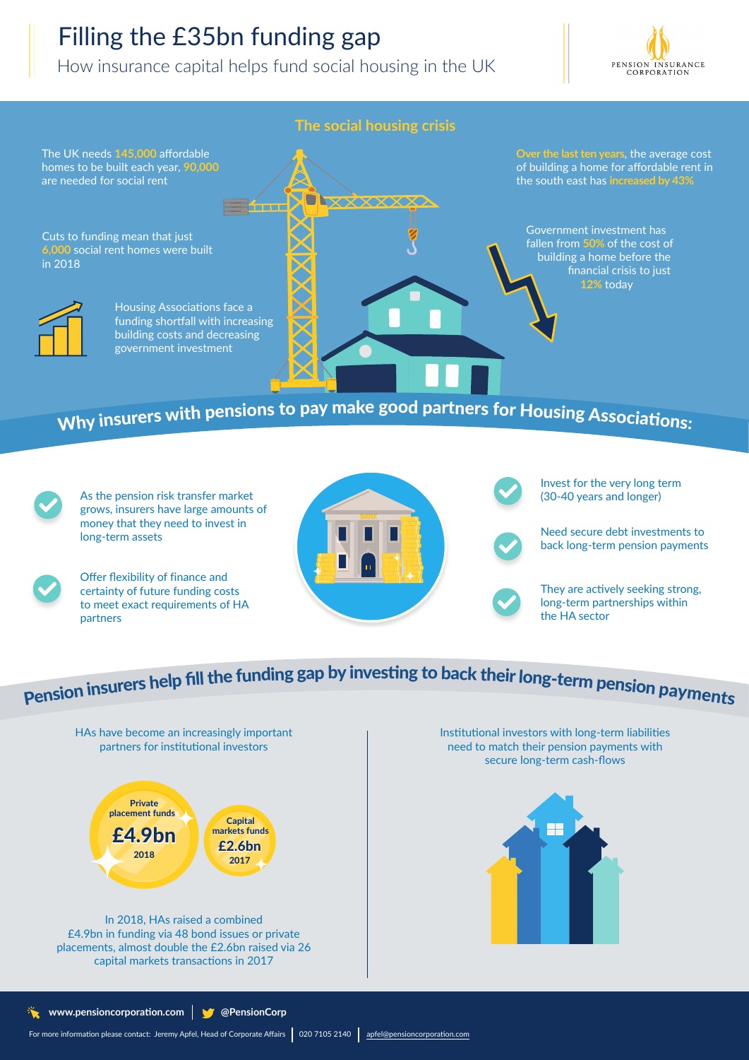# Filling the £35bn funding gap

How insurance capital helps fund social housing in the UK

PENSION INSURANCE CORPORATION

## The social housing crisis

The UK needs **145,000** affordable homes to be built each year, **90,000** are needed for social rent

Cuts to funding mean that just **6,000** social rent homes were built in 2018

Housing Associations face a funding shortfall with increasing building costs and decreasing government investment

**Over the last ten years**, the average cost of building a home for affordable rent in the south east has **increased by 43%**

Government investment has fallen from **50%** of the cost of building a home before the financial crisis to just **12%** today

## Why insurers with pensions to pay make good partners for Housing Associations:

- As the pension risk transfer market grows, insurers have large amounts of money that they need to invest in long-term assets
- Offer flexibility of finance and certainty of future funding costs to meet exact requirements of HA partners
- Invest for the very long term (30-40 years and longer)
- Need secure debt investments to back long-term pension payments
- They are actively seeking strong, long-term partnerships within the HA sector

## Pension insurers help fill the funding gap by investing to back their long-term pension payments

HAs have become an increasingly important partners for institutional investors

**Private placement funds £4.9bn 2018**

**Capital markets funds £2.6bn 2017**

In 2018, HAs raised a combined £4.9bn in funding via 48 bond issues or private placements, almost double the £2.6bn raised via 26 capital markets transactions in 2017

Institutional investors with long-term liabilities need to match their pension payments with secure long-term cash-flows

www.pensioncorporation.com | @PensionCorp

For more information please contact: Jeremy Apfel, Head of Corporate Affairs | 020 7105 2140 | apfel@pensioncorporation.com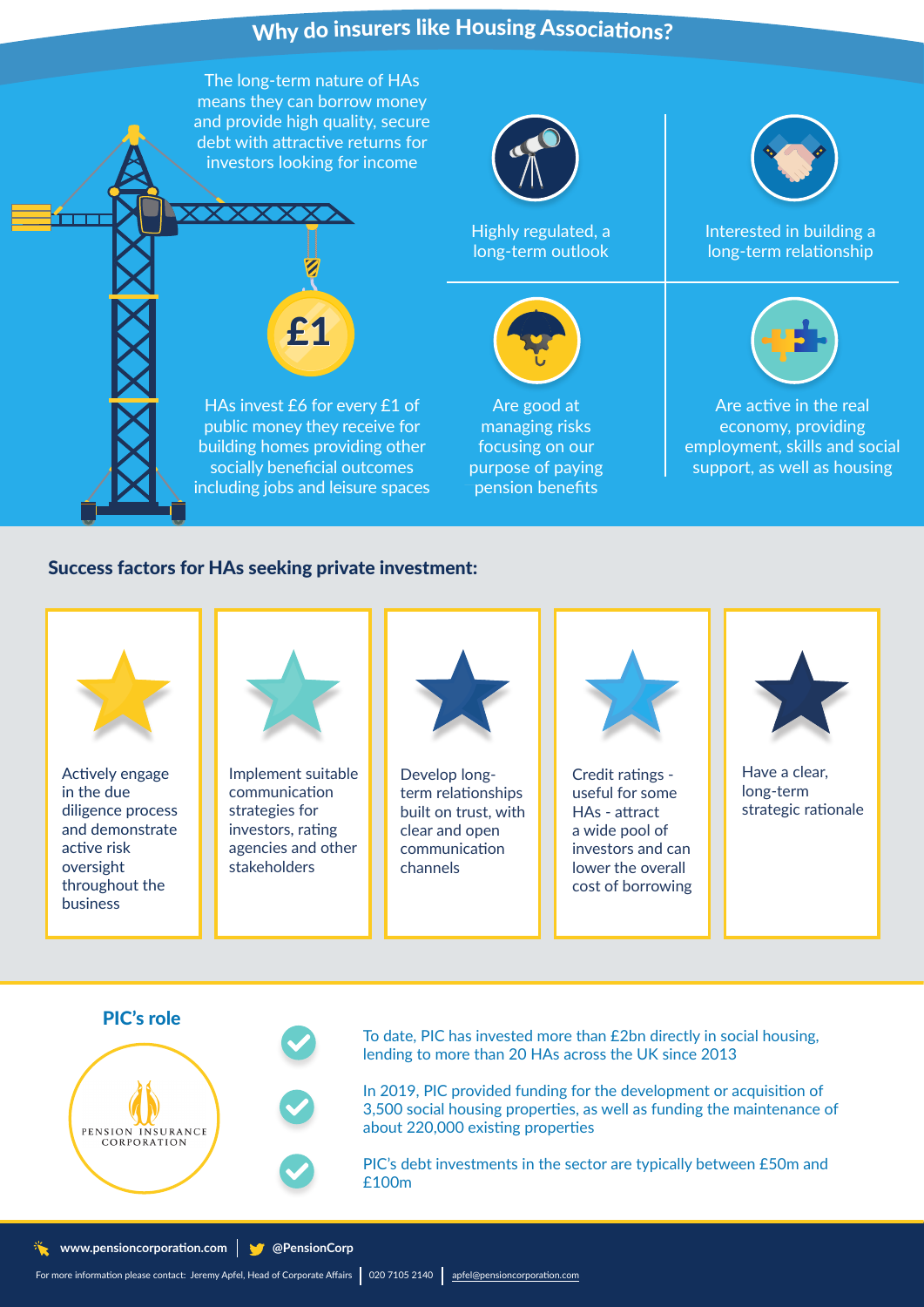# Why do insurers like Housing Associations?

The long-term nature of HAs means they can borrow money and provide high quality, secure debt with attractive returns for investors looking for income

£1

HAs invest £6 for every £1 of public money they receive for building homes providing other socially beneficial outcomes including jobs and leisure spaces

Highly regulated, a long-term outlook

Interested in building a long-term relationship

Are good at managing risks focusing on our purpose of paying pension benefits

Are active in the real economy, providing employment, skills and social support, as well as housing

## Success factors for HAs seeking private investment:

- Actively engage in the due diligence process and demonstrate active risk oversight throughout the business
- Implement suitable communication strategies for investors, rating agencies and other stakeholders
- Develop long-term relationships built on trust, with clear and open communication channels
- Credit ratings - useful for some HAs - attract a wide pool of investors and can lower the overall cost of borrowing
- Have a clear, long-term strategic rationale

## PIC's role

PENSION INSURANCE CORPORATION

- To date, PIC has invested more than £2bn directly in social housing, lending to more than 20 HAs across the UK since 2013
- In 2019, PIC provided funding for the development or acquisition of 3,500 social housing properties, as well as funding the maintenance of about 220,000 existing properties
- PIC's debt investments in the sector are typically between £50m and £100m

www.pensioncorporation.com | @PensionCorp

For more information please contact: Jeremy Apfel, Head of Corporate Affairs | 020 7105 2140 | apfel@pensioncorporation.com